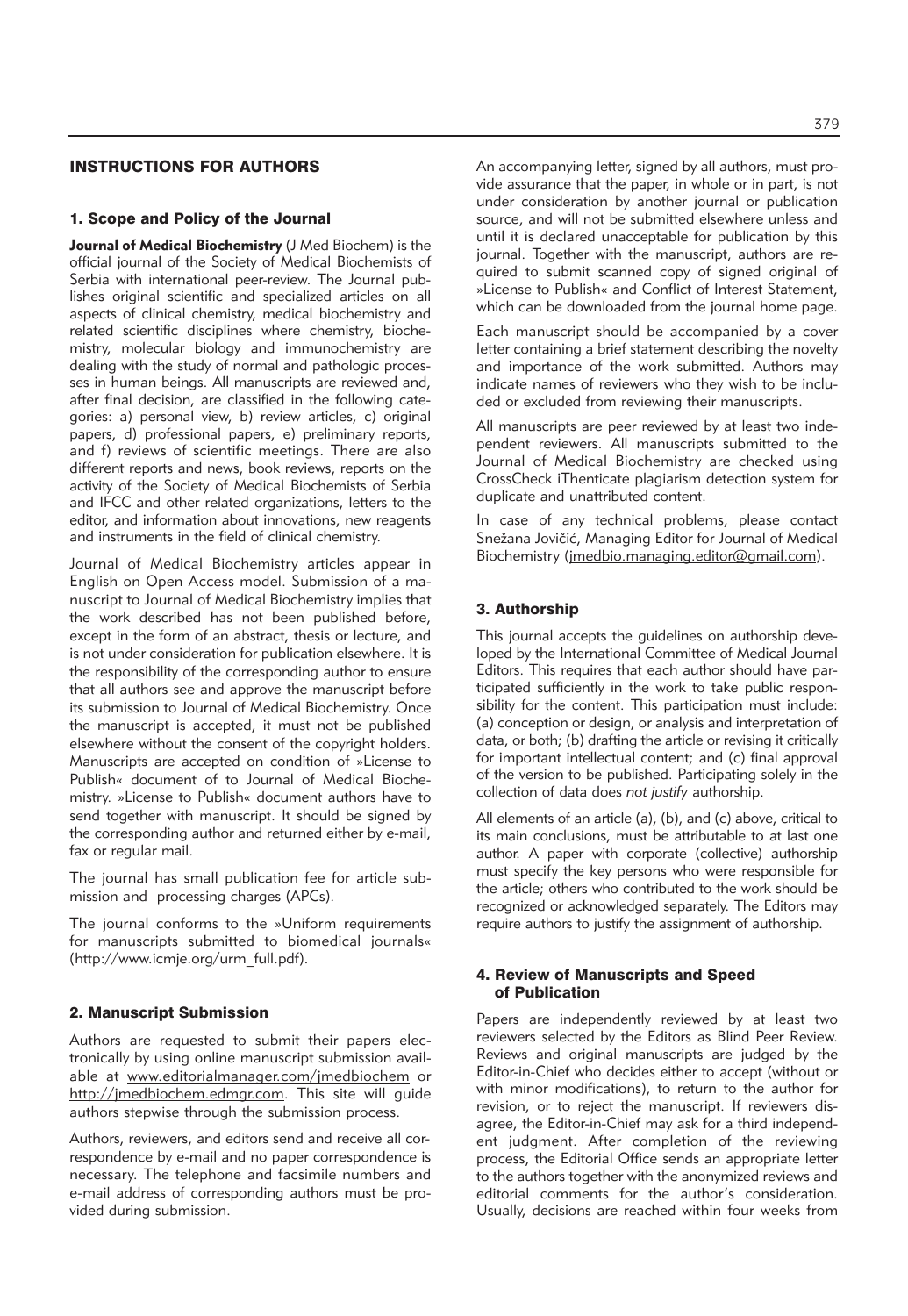# INSTRUCTIONS FOR AUTHORS

## 1. Scope and Policy of the Journal

**Journal of Medical Biochemistry** (J Med Biochem) is the official journal of the Society of Medical Biochemists of Serbia with international peer-review. The Journal publishes original scientific and specialized articles on all aspects of clinical chemistry, medical biochemistry and related scientific disciplines where chemistry, biochemistry, molecular biology and immunochemistry are dealing with the study of normal and pathologic processes in human beings. All manuscripts are reviewed and, after final decision, are classified in the following categories: a) personal view, b) review articles, c) original papers, d) professional papers, e) preliminary reports, and f) reviews of scientific meetings. There are also different reports and news, book reviews, reports on the activity of the Society of Medical Biochemists of Serbia and IFCC and other related organizations, letters to the editor, and information about innovations, new reagents and instruments in the field of clinical chemistry.

Journal of Medical Biochemistry articles appear in English on Open Access model. Submission of a manuscript to Journal of Medical Biochemistry implies that the work described has not been published before, except in the form of an abstract, thesis or lecture, and is not under consideration for publication elsewhere. It is the responsibility of the corresponding author to ensure that all authors see and approve the manuscript before its submission to Journal of Medical Biochemistry. Once the manuscript is accepted, it must not be published elsewhere without the consent of the copyright holders. Manuscripts are accepted on condition of »License to Publish« document of to Journal of Medical Biochemistry. »License to Publish« document authors have to send together with manuscript. It should be signed by the corresponding author and returned either by e-mail, fax or regular mail.

The journal has small publication fee for article submission and processing charges (APCs).

The journal conforms to the »Uniform requirements for manuscripts submitted to biomedical journals« (http://www.icmje.org/urm_full.pdf).

## 2. Manuscript Submission

Authors are requested to submit their papers electronically by using online manuscript submission available at www.editorialmanager.com/jmedbiochem or http://jmedbiochem.edmgr.com. This site will guide authors stepwise through the submission process.

Authors, reviewers, and editors send and receive all correspondence by e-mail and no paper correspondence is necessary. The telephone and facsimile numbers and e-mail address of corresponding authors must be provided during submission.

An accompanying letter, signed by all authors, must provide assurance that the paper, in whole or in part, is not under consideration by another journal or publication source, and will not be submitted elsewhere unless and until it is declared unacceptable for publication by this journal. Together with the manuscript, authors are required to submit scanned copy of signed original of »License to Publish« and Conflict of Interest Statement, which can be downloaded from the journal home page.

Each manuscript should be accompanied by a cover letter containing a brief statement describing the novelty and importance of the work submitted. Authors may indicate names of reviewers who they wish to be included or excluded from reviewing their manuscripts.

All manuscripts are peer reviewed by at least two independent reviewers. All manuscripts submitted to the Journal of Medical Biochemistry are checked using CrossCheck iThenticate plagiarism detection system for duplicate and unattributed content.

In case of any technical problems, please contact Snežana Jovičić, Managing Editor for Journal of Medical Biochemistry (jmedbio.managing.editor@gmail.com).

## 3. Authorship

This journal accepts the guidelines on authorship developed by the International Committee of Medical Journal Editors. This requires that each author should have participated sufficiently in the work to take public responsibility for the content. This participation must include: (a) conception or design, or analysis and interpretation of data, or both; (b) drafting the article or revising it critically for important intellectual content; and (c) final approval of the version to be published. Participating solely in the collection of data does *not justify* authorship.

All elements of an article (a), (b), and (c) above, critical to its main conclusions, must be attributable to at last one author. A paper with corporate (collective) authorship must specify the key persons who were responsible for the article; others who contributed to the work should be recognized or acknowledged separately. The Editors may require authors to justify the assignment of authorship.

## 4. Review of Manuscripts and Speed of Publication

Papers are independently reviewed by at least two reviewers selected by the Editors as Blind Peer Review. Reviews and original manuscripts are judged by the Editor-in-Chief who decides either to accept (without or with minor modifications), to return to the author for revision, or to reject the manuscript. If reviewers disagree, the Editor-in-Chief may ask for a third independent judgment. After completion of the reviewing process, the Editorial Office sends an appropriate letter to the authors together with the anonymized reviews and editorial comments for the author's consideration. Usually, decisions are reached within four weeks from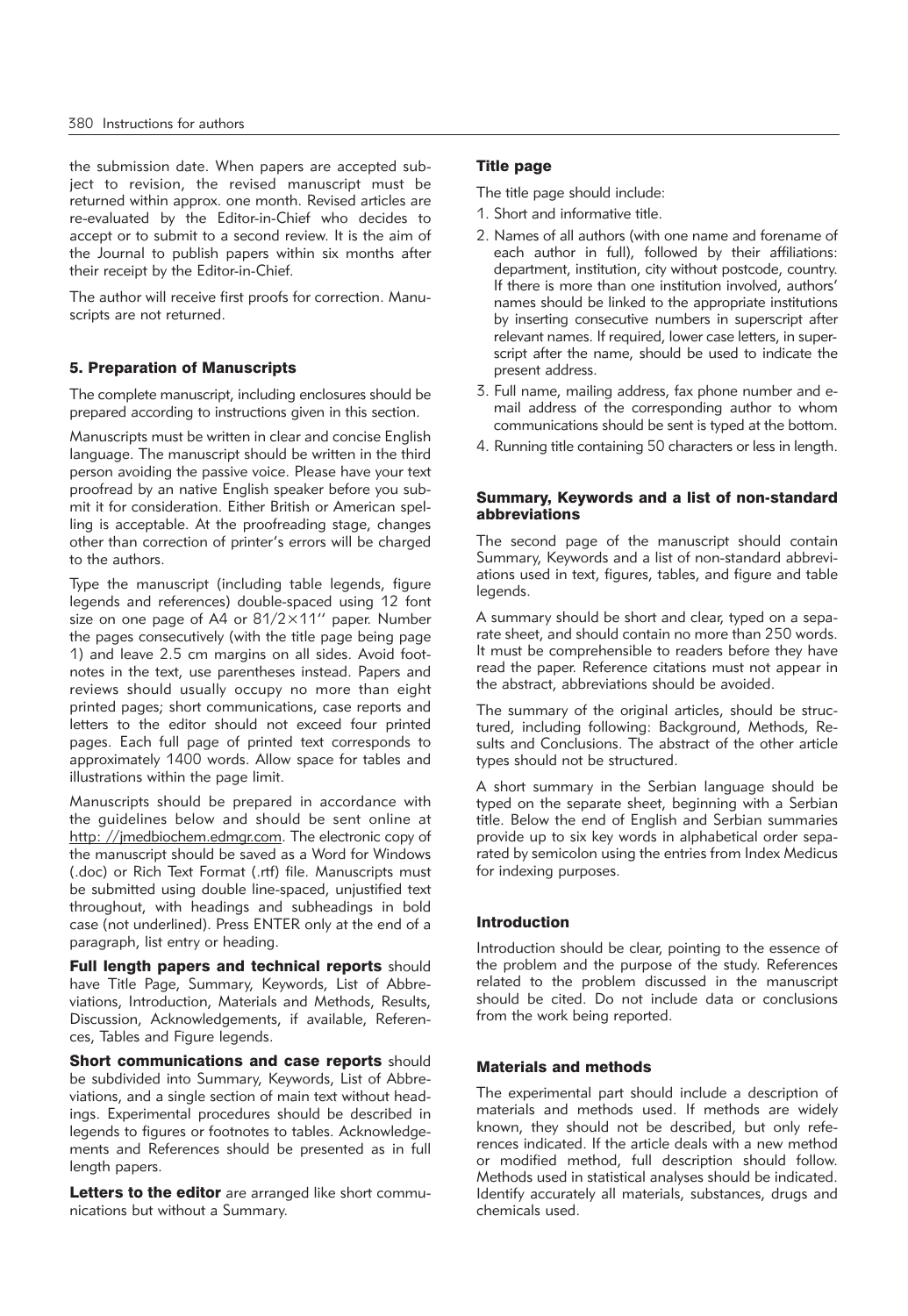the submission date. When papers are accepted subject to revision, the revised manuscript must be returned within approx. one month. Revised articles are re-evaluated by the Editor-in-Chief who decides to accept or to submit to a second review. It is the aim of the Journal to publish papers within six months after their receipt by the Editor-in-Chief.

The author will receive first proofs for correction. Manuscripts are not returned.

## 5. Preparation of Manuscripts

The complete manuscript, including enclosures should be prepared according to instructions given in this section.

Manuscripts must be written in clear and concise English language. The manuscript should be written in the third person avoiding the passive voice. Please have your text proofread by an native English speaker before you submit it for consideration. Either British or American spelling is acceptable. At the proofreading stage, changes other than correction of printer's errors will be charged to the authors.

Type the manuscript (including table legends, figure legends and references) double-spaced using 12 font size on one page of A4 or 81/2×11'' paper. Number the pages consecutively (with the title page being page 1) and leave 2.5 cm margins on all sides. Avoid footnotes in the text, use parentheses instead. Papers and reviews should usually occupy no more than eight printed pages; short communications, case reports and letters to the editor should not exceed four printed pages. Each full page of printed text corresponds to approximately 1400 words. Allow space for tables and illustrations within the page limit.

Manuscripts should be prepared in accordance with the guidelines below and should be sent online at http: //jmedbiochem.edmgr.com. The electronic copy of the manuscript should be saved as a Word for Windows (.doc) or Rich Text Format (.rtf) file. Manuscripts must be submitted using double line-spaced, unjustified text throughout, with headings and subheadings in bold case (not underlined). Press ENTER only at the end of a paragraph, list entry or heading.

**Full length papers and technical reports** should have Title Page, Summary, Keywords, List of Abbreviations, Introduction, Materials and Methods, Results, Discussion, Acknowledgements, if available, References, Tables and Figure legends.

**Short communications and case reports** should be subdivided into Summary, Keywords, List of Abbreviations, and a single section of main text without headings. Experimental procedures should be described in legends to figures or footnotes to tables. Acknowledgements and References should be presented as in full length papers.

**Letters to the editor** are arranged like short communications but without a Summary.

### Title page

The title page should include:

1. Short and informative title.
2. Names of all authors (with one name and forename of each author in full), followed by their affiliations: department, institution, city without postcode, country. If there is more than one institution involved, authors' names should be linked to the appropriate institutions by inserting consecutive numbers in superscript after relevant names. If required, lower case letters, in superscript after the name, should be used to indicate the present address.
3. Full name, mailing address, fax phone number and e-mail address of the corresponding author to whom communications should be sent is typed at the bottom.
4. Running title containing 50 characters or less in length.

### Summary, Keywords and a list of non-standard abbreviations

The second page of the manuscript should contain Summary, Keywords and a list of non-standard abbreviations used in text, figures, tables, and figure and table legends.

A summary should be short and clear, typed on a separate sheet, and should contain no more than 250 words. It must be comprehensible to readers before they have read the paper. Reference citations must not appear in the abstract, abbreviations should be avoided.

The summary of the original articles, should be structured, including following: Background, Methods, Results and Conclusions. The abstract of the other article types should not be structured.

A short summary in the Serbian language should be typed on the separate sheet, beginning with a Serbian title. Below the end of English and Serbian summaries provide up to six key words in alphabetical order separated by semicolon using the entries from Index Medicus for indexing purposes.

### Introduction

Introduction should be clear, pointing to the essence of the problem and the purpose of the study. References related to the problem discussed in the manuscript should be cited. Do not include data or conclusions from the work being reported.

### Materials and methods

The experimental part should include a description of materials and methods used. If methods are widely known, they should not be described, but only references indicated. If the article deals with a new method or modified method, full description should follow. Methods used in statistical analyses should be indicated. Identify accurately all materials, substances, drugs and chemicals used.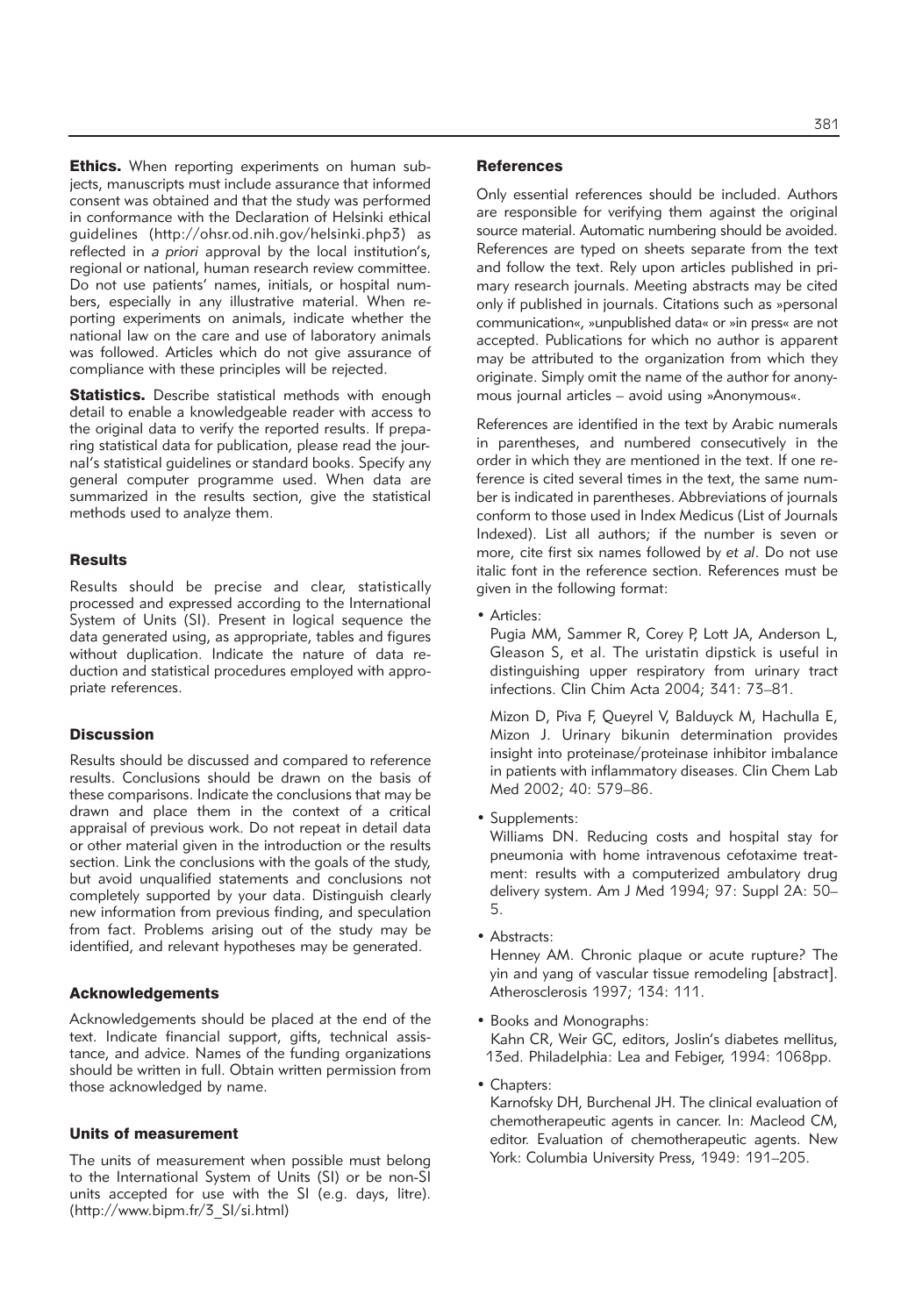**Ethics.** When reporting experiments on human subjects, manuscripts must include assurance that informed consent was obtained and that the study was performed in conformance with the Declaration of Helsinki ethical guidelines (http://ohsr.od.nih.gov/helsinki.php3) as reflected in *a priori* approval by the local institution's, regional or national, human research review committee. Do not use patients' names, initials, or hospital numbers, especially in any illustrative material. When reporting experiments on animals, indicate whether the national law on the care and use of laboratory animals was followed. Articles which do not give assurance of compliance with these principles will be rejected.

**Statistics.** Describe statistical methods with enough detail to enable a knowledgeable reader with access to the original data to verify the reported results. If preparing statistical data for publication, please read the journal's statistical guidelines or standard books. Specify any general computer programme used. When data are summarized in the results section, give the statistical methods used to analyze them.

### Results

Results should be precise and clear, statistically processed and expressed according to the International System of Units (SI). Present in logical sequence the data generated using, as appropriate, tables and figures without duplication. Indicate the nature of data reduction and statistical procedures employed with appropriate references.

### Discussion

Results should be discussed and compared to reference results. Conclusions should be drawn on the basis of these comparisons. Indicate the conclusions that may be drawn and place them in the context of a critical appraisal of previous work. Do not repeat in detail data or other material given in the introduction or the results section. Link the conclusions with the goals of the study, but avoid unqualified statements and conclusions not completely supported by your data. Distinguish clearly new information from previous finding, and speculation from fact. Problems arising out of the study may be identified, and relevant hypotheses may be generated.

### Acknowledgements

Acknowledgements should be placed at the end of the text. Indicate financial support, gifts, technical assistance, and advice. Names of the funding organizations should be written in full. Obtain written permission from those acknowledged by name.

### Units of measurement

The units of measurement when possible must belong to the International System of Units (SI) or be non-SI units accepted for use with the SI (e.g. days, litre). (http://www.bipm.fr/3_SI/si.html)

### References

Only essential references should be included. Authors are responsible for verifying them against the original source material. Automatic numbering should be avoided. References are typed on sheets separate from the text and follow the text. Rely upon articles published in primary research journals. Meeting abstracts may be cited only if published in journals. Citations such as »personal communication«, »unpublished data« or »in press« are not accepted. Publications for which no author is apparent may be attributed to the organization from which they originate. Simply omit the name of the author for anonymous journal articles – avoid using »Anonymous«.

References are identified in the text by Arabic numerals in parentheses, and numbered consecutively in the order in which they are mentioned in the text. If one reference is cited several times in the text, the same number is indicated in parentheses. Abbreviations of journals conform to those used in Index Medicus (List of Journals Indexed). List all authors; if the number is seven or more, cite first six names followed by *et al*. Do not use italic font in the reference section. References must be given in the following format:

- Articles:
  Pugia MM, Sammer R, Corey P, Lott JA, Anderson L, Gleason S, et al. The uristatin dipstick is useful in distinguishing upper respiratory from urinary tract infections. Clin Chim Acta 2004; 341: 73–81.

  Mizon D, Piva F, Queyrel V, Balduyck M, Hachulla E, Mizon J. Urinary bikunin determination provides insight into proteinase/proteinase inhibitor imbalance in patients with inflammatory diseases. Clin Chem Lab Med 2002; 40: 579–86.

- Supplements:
  Williams DN. Reducing costs and hospital stay for pneumonia with home intravenous cefotaxime treatment: results with a computerized ambulatory drug delivery system. Am J Med 1994; 97: Suppl 2A: 50–5.

- Abstracts:
  Henney AM. Chronic plaque or acute rupture? The yin and yang of vascular tissue remodeling [abstract]. Atherosclerosis 1997; 134: 111.

- Books and Monographs:
  Kahn CR, Weir GC, editors, Joslin's diabetes mellitus, 13ed. Philadelphia: Lea and Febiger, 1994: 1068pp.

- Chapters:
  Karnofsky DH, Burchenal JH. The clinical evaluation of chemotherapeutic agents in cancer. In: Macleod CM, editor. Evaluation of chemotherapeutic agents. New York: Columbia University Press, 1949: 191–205.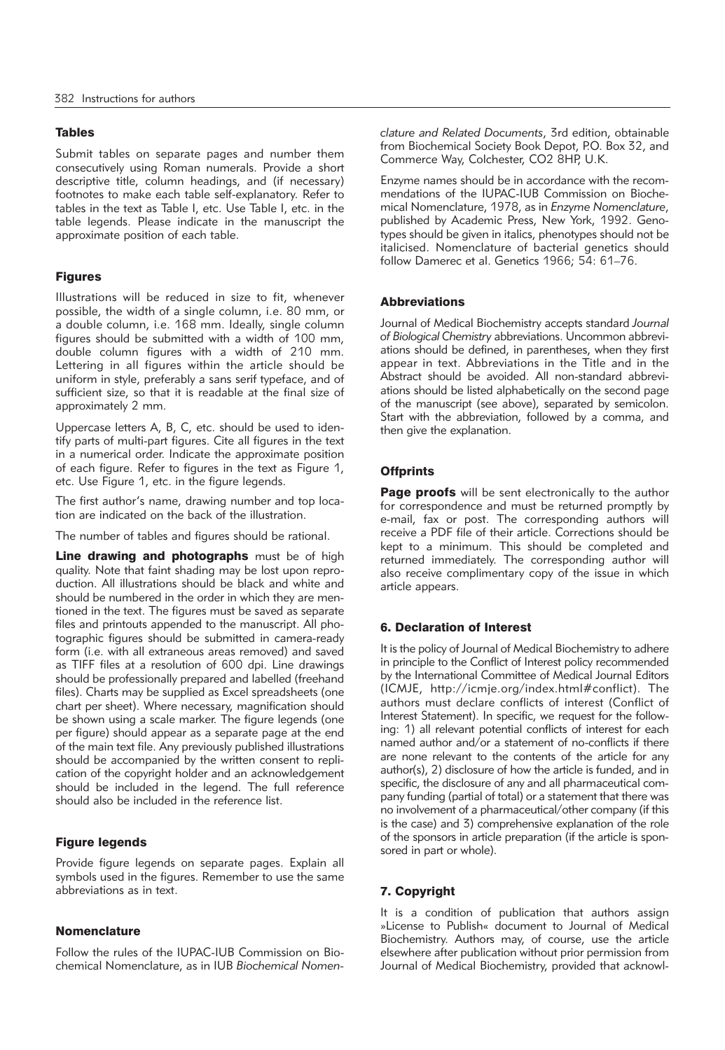### Tables

Submit tables on separate pages and number them consecutively using Roman numerals. Provide a short descriptive title, column headings, and (if necessary) footnotes to make each table self-explanatory. Refer to tables in the text as Table I, etc. Use Table I, etc. in the table legends. Please indicate in the manuscript the approximate position of each table.

### Figures

Illustrations will be reduced in size to fit, whenever possible, the width of a single column, i.e. 80 mm, or a double column, i.e. 168 mm. Ideally, single column figures should be submitted with a width of 100 mm, double column figures with a width of 210 mm. Lettering in all figures within the article should be uniform in style, preferably a sans serif typeface, and of sufficient size, so that it is readable at the final size of approximately 2 mm.

Uppercase letters A, B, C, etc. should be used to identify parts of multi-part figures. Cite all figures in the text in a numerical order. Indicate the approximate position of each figure. Refer to figures in the text as Figure 1, etc. Use Figure 1, etc. in the figure legends.

The first author's name, drawing number and top location are indicated on the back of the illustration.

The number of tables and figures should be rational.

**Line drawing and photographs** must be of high quality. Note that faint shading may be lost upon reproduction. All illustrations should be black and white and should be numbered in the order in which they are mentioned in the text. The figures must be saved as separate files and printouts appended to the manuscript. All photographic figures should be submitted in camera-ready form (i.e. with all extraneous areas removed) and saved as TIFF files at a resolution of 600 dpi. Line drawings should be professionally prepared and labelled (freehand files). Charts may be supplied as Excel spreadsheets (one chart per sheet). Where necessary, magnification should be shown using a scale marker. The figure legends (one per figure) should appear as a separate page at the end of the main text file. Any previously published illustrations should be accompanied by the written consent to replication of the copyright holder and an acknowledgement should be included in the legend. The full reference should also be included in the reference list.

### Figure legends

Provide figure legends on separate pages. Explain all symbols used in the figures. Remember to use the same abbreviations as in text.

### Nomenclature

Follow the rules of the IUPAC-IUB Commission on Biochemical Nomenclature, as in IUB *Biochemical Nomenclature and Related Documents*, 3rd edition, obtainable from Biochemical Society Book Depot, P.O. Box 32, and Commerce Way, Colchester, CO2 8HP, U.K.

Enzyme names should be in accordance with the recommendations of the IUPAC-IUB Commission on Biochemical Nomenclature, 1978, as in *Enzyme Nomenclature*, published by Academic Press, New York, 1992. Genotypes should be given in italics, phenotypes should not be italicised. Nomenclature of bacterial genetics should follow Damerec et al. Genetics 1966; 54: 61–76.

### Abbreviations

Journal of Medical Biochemistry accepts standard *Journal of Biological Chemistry* abbreviations. Uncommon abbreviations should be defined, in parentheses, when they first appear in text. Abbreviations in the Title and in the Abstract should be avoided. All non-standard abbreviations should be listed alphabetically on the second page of the manuscript (see above), separated by semicolon. Start with the abbreviation, followed by a comma, and then give the explanation.

### Offprints

**Page proofs** will be sent electronically to the author for correspondence and must be returned promptly by e-mail, fax or post. The corresponding authors will receive a PDF file of their article. Corrections should be kept to a minimum. This should be completed and returned immediately. The corresponding author will also receive complimentary copy of the issue in which article appears.

## 6. Declaration of Interest

It is the policy of Journal of Medical Biochemistry to adhere in principle to the Conflict of Interest policy recommended by the International Committee of Medical Journal Editors (ICMJE, http://icmje.org/index.html#conflict). The authors must declare conflicts of interest (Conflict of Interest Statement). In specific, we request for the following: 1) all relevant potential conflicts of interest for each named author and/or a statement of no-conflicts if there are none relevant to the contents of the article for any author(s), 2) disclosure of how the article is funded, and in specific, the disclosure of any and all pharmaceutical company funding (partial of total) or a statement that there was no involvement of a pharmaceutical/other company (if this is the case) and 3) comprehensive explanation of the role of the sponsors in article preparation (if the article is sponsored in part or whole).

## 7. Copyright

It is a condition of publication that authors assign »License to Publish« document to Journal of Medical Biochemistry. Authors may, of course, use the article elsewhere after publication without prior permission from Journal of Medical Biochemistry, provided that acknowl-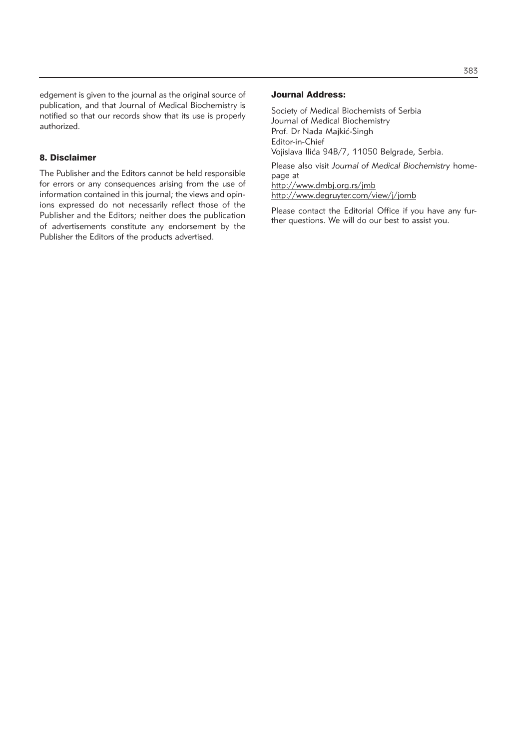edgement is given to the journal as the original source of publication, and that Journal of Medical Biochemistry is notified so that our records show that its use is properly authorized.

## 8. Disclaimer

The Publisher and the Editors cannot be held responsible for errors or any consequences arising from the use of information contained in this journal; the views and opinions expressed do not necessarily reflect those of the Publisher and the Editors; neither does the publication of advertisements constitute any endorsement by the Publisher the Editors of the products advertised.

## Journal Address:

Society of Medical Biochemists of Serbia
Journal of Medical Biochemistry
Prof. Dr Nada Majkić-Singh
Editor-in-Chief
Vojislava Ilića 94B/7, 11050 Belgrade, Serbia.

Please also visit *Journal of Medical Biochemistry* homepage at
http://www.dmbj.org.rs/jmb
http://www.degruyter.com/view/j/jomb

Please contact the Editorial Office if you have any further questions. We will do our best to assist you.